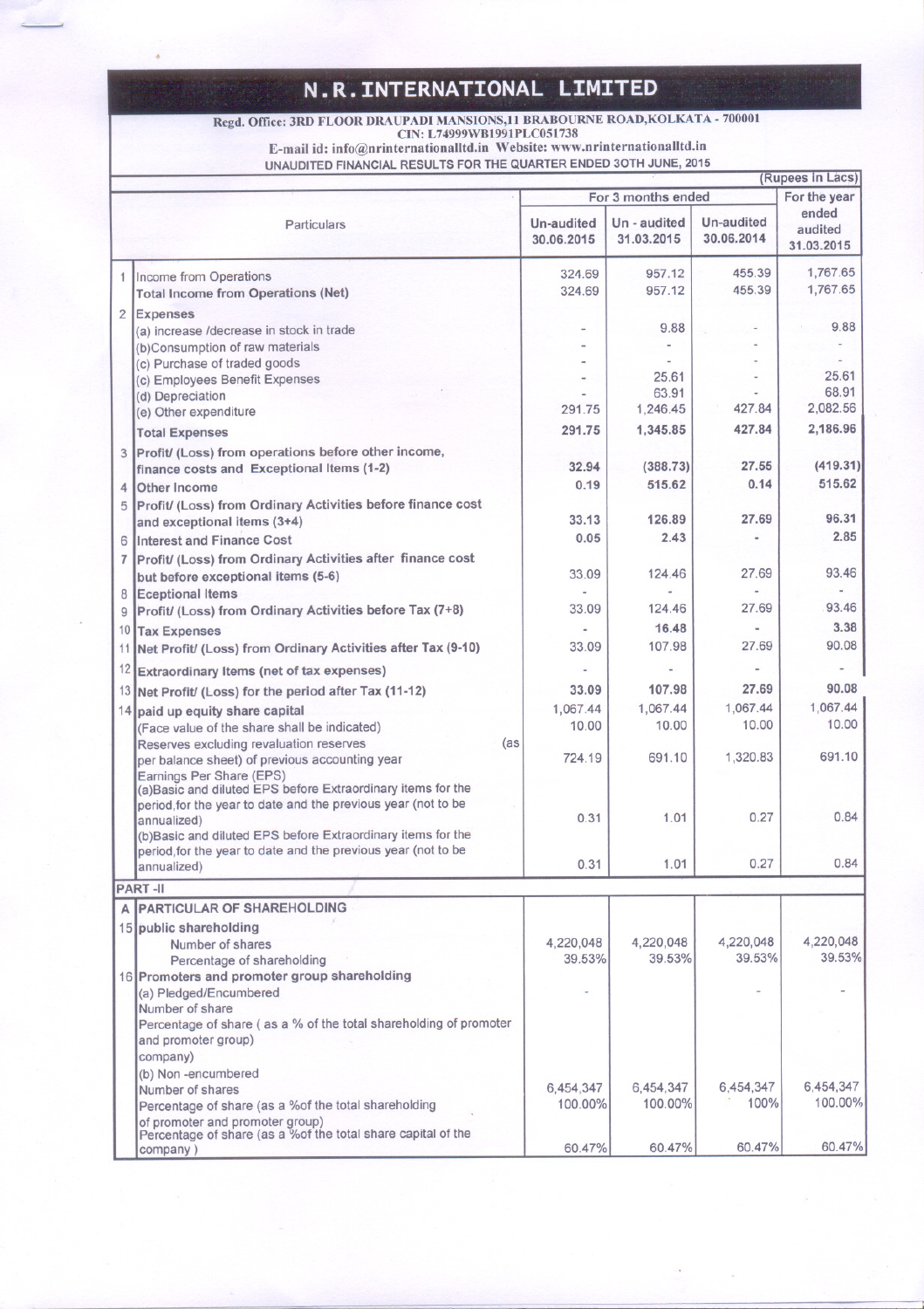# N.R.INTERNATIONAL LIMITED

**Regd. Office: 3RD FLOOR DRAUPADI MANSIONS,11 BRABOURNE ROAD,KOLKATA - 700001**
**CIN: L74999WB1991PLC051738**
**E-mail id: info@nrinternationalltd.in Website: www.nrinternationalltd.in**

UNAUDITED FINANCIAL RESULTS FOR THE QUARTER ENDED 30TH JUNE, 2015

(Rupees in Lacs)

| | Particulars | For 3 months ended | | | For the year ended audited 31.03.2015 |
|---|---|---|---|---|---|
| | | Un-audited 30.06.2015 | Un - audited 31.03.2015 | Un-audited 30.06.2014 | |
| 1 | Income from Operations | 324.69 | 957.12 | 455.39 | 1,767.65 |
| | **Total Income from Operations (Net)** | 324.69 | 957.12 | 455.39 | 1,767.65 |
| 2 | **Expenses** | | | | |
| | (a) increase /decrease in stock in trade | - | 9.88 | - | 9.88 |
| | (b)Consumption of raw materials | - | - | - | - |
| | (c) Purchase of traded goods | - | - | - | - |
| | (c) Employees Benefit Expenses | - | 25.61 | - | 25.61 |
| | (d) Depreciation | - | 63.91 | - | 68.91 |
| | (e) Other expenditure | 291.75 | 1,246.45 | 427.84 | 2,082.56 |
| | **Total Expenses** | 291.75 | 1,345.85 | 427.84 | 2,186.96 |
| 3 | **Profit/ (Loss) from operations before other income, finance costs and Exceptional Items (1-2)** | 32.94 | (388.73) | 27.55 | (419.31) |
| 4 | **Other Income** | 0.19 | 515.62 | 0.14 | 515.62 |
| 5 | **Profit/ (Loss) from Ordinary Activities before finance cost and exceptional items (3+4)** | 33.13 | 126.89 | 27.69 | 96.31 |
| 6 | **Interest and Finance Cost** | 0.05 | 2.43 | - | 2.85 |
| 7 | **Profit/ (Loss) from Ordinary Activities after finance cost but before exceptional items (5-6)** | 33.09 | 124.46 | 27.69 | 93.46 |
| 8 | **Eceptional Items** | - | - | - | - |
| 9 | **Profit/ (Loss) from Ordinary Activities before Tax (7+8)** | 33.09 | 124.46 | 27.69 | 93.46 |
| 10 | **Tax Expenses** | - | 16.48 | - | 3.38 |
| 11 | **Net Profit/ (Loss) from Ordinary Activities after Tax (9-10)** | 33.09 | 107.98 | 27.69 | 90.08 |
| 12 | **Extraordinary Items (net of tax expenses)** | - | - | - | - |
| 13 | **Net Profit/ (Loss) for the period after Tax (11-12)** | 33.09 | 107.98 | 27.69 | 90.08 |
| 14 | **paid up equity share capital** | 1,067.44 | 1,067.44 | 1,067.44 | 1,067.44 |
| | (Face value of the share shall be indicated) | 10.00 | 10.00 | 10.00 | 10.00 |
| | Reserves excluding revaluation reserves (as per balance sheet) of previous accounting year | 724.19 | 691.10 | 1,320.83 | 691.10 |
| | Earnings Per Share (EPS) | | | | |
| | (a)Basic and diluted EPS before Extraordinary items for the period,for the year to date and the previous year (not to be annualized) | 0.31 | 1.01 | 0.27 | 0.84 |
| | (b)Basic and diluted EPS before Extraordinary items for the period,for the year to date and the previous year (not to be annualized) | 0.31 | 1.01 | 0.27 | 0.84 |
| **PART -II** | | | | | |
| A | **PARTICULAR OF SHAREHOLDING** | | | | |
| 15 | **public shareholding** | | | | |
| | Number of shares | 4,220,048 | 4,220,048 | 4,220,048 | 4,220,048 |
| | Percentage of shareholding | 39.53% | 39.53% | 39.53% | 39.53% |
| 16 | **Promoters and promoter group shareholding** | | | | |
| | (a) Pledged/Encumbered | - | | - | - |
| | Number of share | | | | |
| | Percentage of share ( as a % of the total shareholding of promoter and promoter group) | | | | |
| | company) | | | | |
| | (b) Non -encumbered | | | | |
| | Number of shares | 6,454,347 | 6,454,347 | 6,454,347 | 6,454,347 |
| | Percentage of share (as a %of the total shareholding of promoter and promoter group) | 100.00% | 100.00% | 100% | 100.00% |
| | Percentage of share (as a %of the total share capital of the company ) | 60.47% | 60.47% | 60.47% | 60.47% |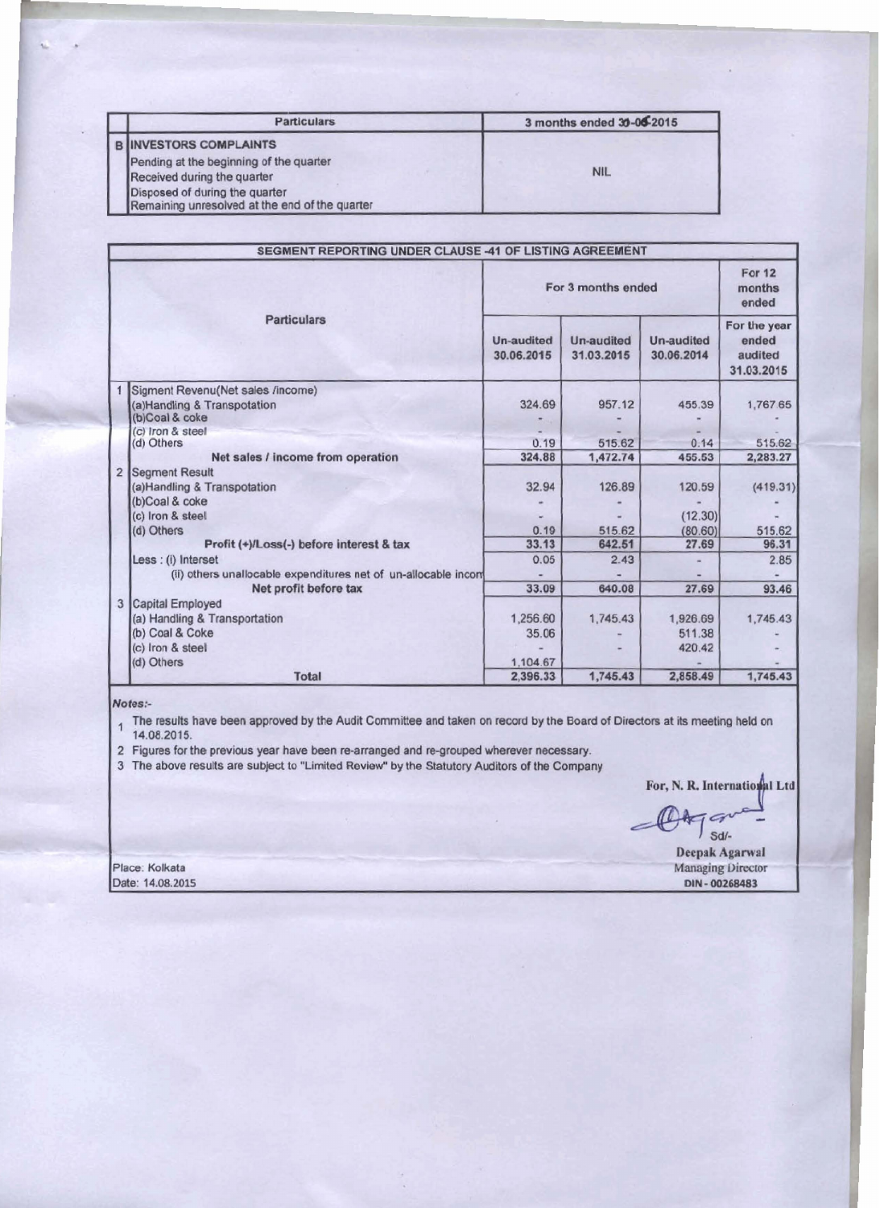| | Particulars | 3 months ended 30-06-2015 |
|---|---|---|
| B | INVESTORS COMPLAINTS | |
| | Pending at the beginning of the quarter<br>Received during the quarter<br>Disposed of during the quarter<br>Remaining unresolved at the end of the quarter | NIL |

**SEGMENT REPORTING UNDER CLAUSE -41 OF LISTING AGREEMENT**

| | Particulars | For 3 months ended | | | For 12 months ended |
|---|---|---|---|---|---|
| | | Un-audited 30.06.2015 | Un-audited 31.03.2015 | Un-audited 30.06.2014 | For the year ended audited 31.03.2015 |
| 1 | Sigment Revenu(Net sales /income) | | | | |
| | (a)Handling & Transpotation | 324.69 | 957.12 | 455.39 | 1,767.65 |
| | (b)Coal & coke | - | - | - | - |
| | (c) Iron & steel | - | - | - | - |
| | (d) Others | 0.19 | 515.62 | 0.14 | 515.62 |
| | **Net sales / income from operation** | 324.88 | 1,472.74 | 455.53 | 2,283.27 |
| 2 | Segment Result | | | | |
| | (a)Handling & Transpotation | 32.94 | 126.89 | 120.59 | (419.31) |
| | (b)Coal & coke | - | - | - | - |
| | (c) Iron & steel | - | - | (12.30) | - |
| | (d) Others | 0.19 | 515.62 | (80.60) | 515.62 |
| | **Profit (+)/Loss(-) before interest & tax** | 33.13 | 642.51 | 27.69 | 96.31 |
| | Less : (i) Interset | 0.05 | 2.43 | - | 2.85 |
| | (ii) others unallocable expenditures net of un-allocable incom | - | - | - | - |
| | **Net profit before tax** | 33.09 | 640.08 | 27.69 | 93.46 |
| 3 | Capital Employed | | | | |
| | (a) Handling & Transportation | 1,256.60 | 1,745.43 | 1,926.69 | 1,745.43 |
| | (b) Coal & Coke | 35.06 | - | 511.38 | - |
| | (c) Iron & steel | - | - | 420.42 | - |
| | (d) Others | 1,104.67 | | - | - |
| | **Total** | 2,396.33 | 1,745.43 | 2,858.49 | 1,745.43 |

*Notes:-*

1. The results have been approved by the Audit Committee and taken on record by the Board of Directors at its meeting held on 14.08.2015.
2. Figures for the previous year have been re-arranged and re-grouped wherever necessary.
3. The above results are subject to "Limited Review" by the Statutory Auditors of the Company

For, N. R. International Ltd

Sd/-

Deepak Agarwal
Managing Director
DIN - 00268483

Place: Kolkata
Date: 14.08.2015